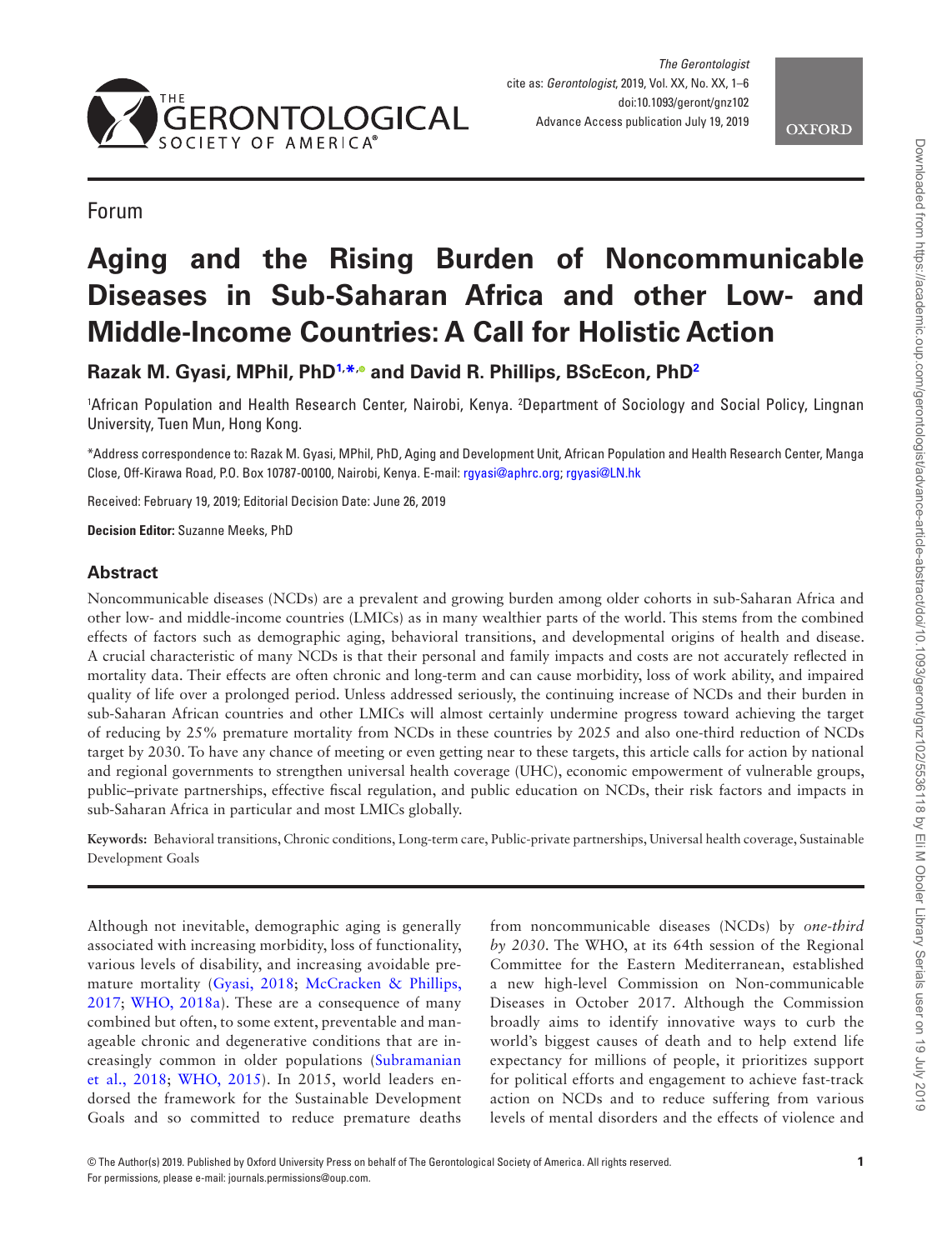Forum

# Aging and the Rising Burden of Noncommunicable Diseases in Sub-Saharan Africa and other Low- and Middle-Income Countries: A Call for Holistic Action

**Razak M. Gyasi, MPhil, PhD[1,*] and David R. Phillips, BScEcon, PhD[2]**

[1]African Population and Health Research Center, Nairobi, Kenya. [2]Department of Sociology and Social Policy, Lingnan University, Tuen Mun, Hong Kong.

*Address correspondence to: Razak M. Gyasi, MPhil, PhD, Aging and Development Unit, African Population and Health Research Center, Manga Close, Off-Kirawa Road, P.O. Box 10787-00100, Nairobi, Kenya. E-mail: rgyasi@aphrc.org; rgyasi@LN.hk

Received: February 19, 2019; Editorial Decision Date: June 26, 2019

**Decision Editor:** Suzanne Meeks, PhD

## Abstract

Noncommunicable diseases (NCDs) are a prevalent and growing burden among older cohorts in sub-Saharan Africa and other low- and middle-income countries (LMICs) as in many wealthier parts of the world. This stems from the combined effects of factors such as demographic aging, behavioral transitions, and developmental origins of health and disease. A crucial characteristic of many NCDs is that their personal and family impacts and costs are not accurately reflected in mortality data. Their effects are often chronic and long-term and can cause morbidity, loss of work ability, and impaired quality of life over a prolonged period. Unless addressed seriously, the continuing increase of NCDs and their burden in sub-Saharan African countries and other LMICs will almost certainly undermine progress toward achieving the target of reducing by 25% premature mortality from NCDs in these countries by 2025 and also one-third reduction of NCDs target by 2030. To have any chance of meeting or even getting near to these targets, this article calls for action by national and regional governments to strengthen universal health coverage (UHC), economic empowerment of vulnerable groups, public–private partnerships, effective fiscal regulation, and public education on NCDs, their risk factors and impacts in sub-Saharan Africa in particular and most LMICs globally.

**Keywords:** Behavioral transitions, Chronic conditions, Long-term care, Public-private partnerships, Universal health coverage, Sustainable Development Goals

Although not inevitable, demographic aging is generally associated with increasing morbidity, loss of functionality, various levels of disability, and increasing avoidable premature mortality (Gyasi, 2018; McCracken & Phillips, 2017; WHO, 2018a). These are a consequence of many combined but often, to some extent, preventable and manageable chronic and degenerative conditions that are increasingly common in older populations (Subramanian et al., 2018; WHO, 2015). In 2015, world leaders endorsed the framework for the Sustainable Development Goals and so committed to reduce premature deaths from noncommunicable diseases (NCDs) by *one-third by 2030*. The WHO, at its 64th session of the Regional Committee for the Eastern Mediterranean, established a new high-level Commission on Non-communicable Diseases in October 2017. Although the Commission broadly aims to identify innovative ways to curb the world's biggest causes of death and to help extend life expectancy for millions of people, it prioritizes support for political efforts and engagement to achieve fast-track action on NCDs and to reduce suffering from various levels of mental disorders and the effects of violence and

© The Author(s) 2019. Published by Oxford University Press on behalf of The Gerontological Society of America. All rights reserved.
For permissions, please e-mail: journals.permissions@oup.com.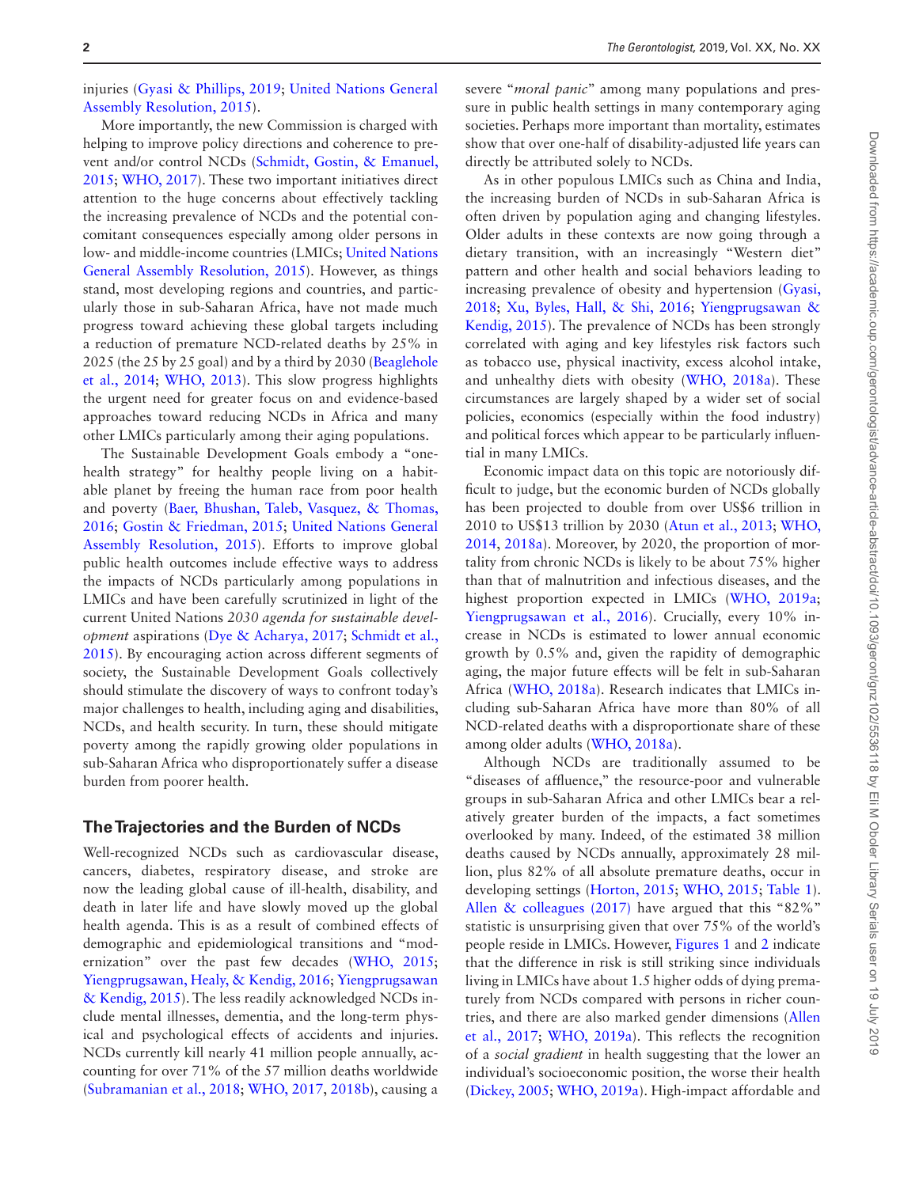injuries (Gyasi & Phillips, 2019; United Nations General Assembly Resolution, 2015).

More importantly, the new Commission is charged with helping to improve policy directions and coherence to prevent and/or control NCDs (Schmidt, Gostin, & Emanuel, 2015; WHO, 2017). These two important initiatives direct attention to the huge concerns about effectively tackling the increasing prevalence of NCDs and the potential concomitant consequences especially among older persons in low- and middle-income countries (LMICs; United Nations General Assembly Resolution, 2015). However, as things stand, most developing regions and countries, and particularly those in sub-Saharan Africa, have not made much progress toward achieving these global targets including a reduction of premature NCD-related deaths by 25% in 2025 (the 25 by 25 goal) and by a third by 2030 (Beaglehole et al., 2014; WHO, 2013). This slow progress highlights the urgent need for greater focus on and evidence-based approaches toward reducing NCDs in Africa and many other LMICs particularly among their aging populations.

The Sustainable Development Goals embody a "one-health strategy" for healthy people living on a habitable planet by freeing the human race from poor health and poverty (Baer, Bhushan, Taleb, Vasquez, & Thomas, 2016; Gostin & Friedman, 2015; United Nations General Assembly Resolution, 2015). Efforts to improve global public health outcomes include effective ways to address the impacts of NCDs particularly among populations in LMICs and have been carefully scrutinized in light of the current United Nations *2030 agenda for sustainable development* aspirations (Dye & Acharya, 2017; Schmidt et al., 2015). By encouraging action across different segments of society, the Sustainable Development Goals collectively should stimulate the discovery of ways to confront today's major challenges to health, including aging and disabilities, NCDs, and health security. In turn, these should mitigate poverty among the rapidly growing older populations in sub-Saharan Africa who disproportionately suffer a disease burden from poorer health.

## The Trajectories and the Burden of NCDs

Well-recognized NCDs such as cardiovascular disease, cancers, diabetes, respiratory disease, and stroke are now the leading global cause of ill-health, disability, and death in later life and have slowly moved up the global health agenda. This is as a result of combined effects of demographic and epidemiological transitions and "modernization" over the past few decades (WHO, 2015; Yiengprugsawan, Healy, & Kendig, 2016; Yiengprugsawan & Kendig, 2015). The less readily acknowledged NCDs include mental illnesses, dementia, and the long-term physical and psychological effects of accidents and injuries. NCDs currently kill nearly 41 million people annually, accounting for over 71% of the 57 million deaths worldwide (Subramanian et al., 2018; WHO, 2017, 2018b), causing a severe "*moral panic*" among many populations and pressure in public health settings in many contemporary aging societies. Perhaps more important than mortality, estimates show that over one-half of disability-adjusted life years can directly be attributed solely to NCDs.

As in other populous LMICs such as China and India, the increasing burden of NCDs in sub-Saharan Africa is often driven by population aging and changing lifestyles. Older adults in these contexts are now going through a dietary transition, with an increasingly "Western diet" pattern and other health and social behaviors leading to increasing prevalence of obesity and hypertension (Gyasi, 2018; Xu, Byles, Hall, & Shi, 2016; Yiengprugsawan & Kendig, 2015). The prevalence of NCDs has been strongly correlated with aging and key lifestyles risk factors such as tobacco use, physical inactivity, excess alcohol intake, and unhealthy diets with obesity (WHO, 2018a). These circumstances are largely shaped by a wider set of social policies, economics (especially within the food industry) and political forces which appear to be particularly influential in many LMICs.

Economic impact data on this topic are notoriously difficult to judge, but the economic burden of NCDs globally has been projected to double from over US$6 trillion in 2010 to US$13 trillion by 2030 (Atun et al., 2013; WHO, 2014, 2018a). Moreover, by 2020, the proportion of mortality from chronic NCDs is likely to be about 75% higher than that of malnutrition and infectious diseases, and the highest proportion expected in LMICs (WHO, 2019a; Yiengprugsawan et al., 2016). Crucially, every 10% increase in NCDs is estimated to lower annual economic growth by 0.5% and, given the rapidity of demographic aging, the major future effects will be felt in sub-Saharan Africa (WHO, 2018a). Research indicates that LMICs including sub-Saharan Africa have more than 80% of all NCD-related deaths with a disproportionate share of these among older adults (WHO, 2018a).

Although NCDs are traditionally assumed to be "diseases of affluence," the resource-poor and vulnerable groups in sub-Saharan Africa and other LMICs bear a relatively greater burden of the impacts, a fact sometimes overlooked by many. Indeed, of the estimated 38 million deaths caused by NCDs annually, approximately 28 million, plus 82% of all absolute premature deaths, occur in developing settings (Horton, 2015; WHO, 2015; Table 1). Allen & colleagues (2017) have argued that this "82%" statistic is unsurprising given that over 75% of the world's people reside in LMICs. However, Figures 1 and 2 indicate that the difference in risk is still striking since individuals living in LMICs have about 1.5 higher odds of dying prematurely from NCDs compared with persons in richer countries, and there are also marked gender dimensions (Allen et al., 2017; WHO, 2019a). This reflects the recognition of a *social gradient* in health suggesting that the lower an individual's socioeconomic position, the worse their health (Dickey, 2005; WHO, 2019a). High-impact affordable and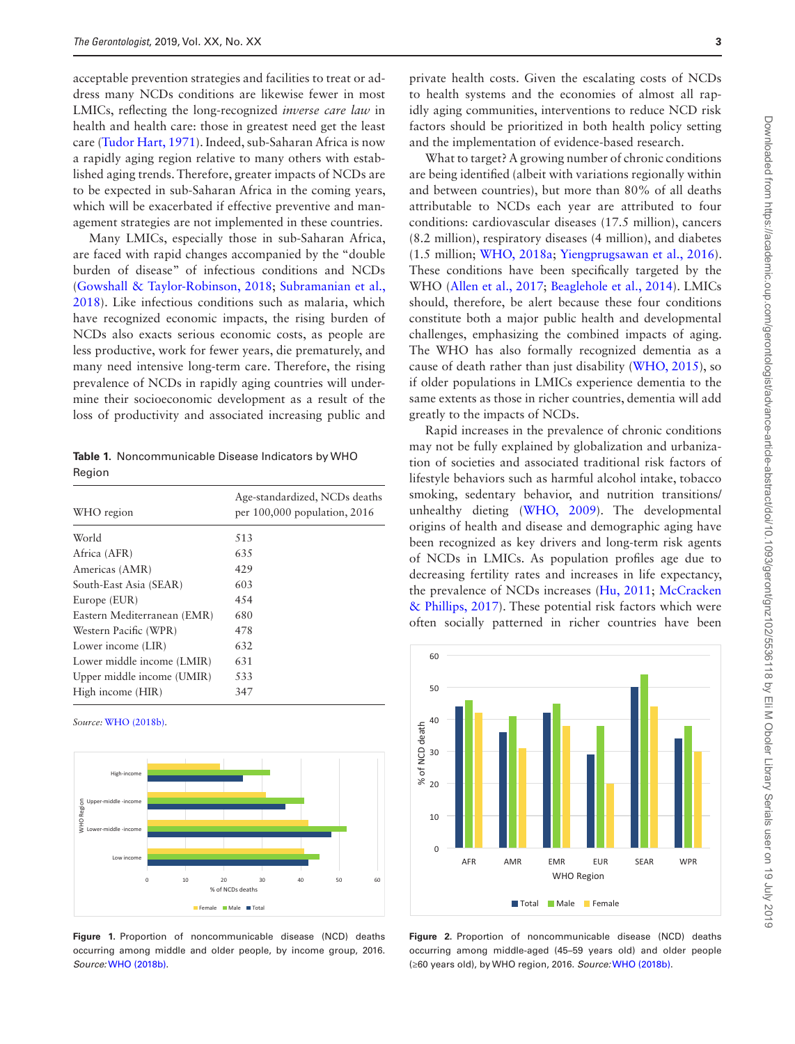acceptable prevention strategies and facilities to treat or address many NCDs conditions are likewise fewer in most LMICs, reflecting the long-recognized *inverse care law* in health and health care: those in greatest need get the least care (Tudor Hart, 1971). Indeed, sub-Saharan Africa is now a rapidly aging region relative to many others with established aging trends. Therefore, greater impacts of NCDs are to be expected in sub-Saharan Africa in the coming years, which will be exacerbated if effective preventive and management strategies are not implemented in these countries.

Many LMICs, especially those in sub-Saharan Africa, are faced with rapid changes accompanied by the "double burden of disease" of infectious conditions and NCDs (Gowshall & Taylor-Robinson, 2018; Subramanian et al., 2018). Like infectious conditions such as malaria, which have recognized economic impacts, the rising burden of NCDs also exacts serious economic costs, as people are less productive, work for fewer years, die prematurely, and many need intensive long-term care. Therefore, the rising prevalence of NCDs in rapidly aging countries will undermine their socioeconomic development as a result of the loss of productivity and associated increasing public and private health costs. Given the escalating costs of NCDs to health systems and the economies of almost all rapidly aging communities, interventions to reduce NCD risk factors should be prioritized in both health policy setting and the implementation of evidence-based research.

**Table 1.** Noncommunicable Disease Indicators by WHO Region

| WHO region | Age-standardized, NCDs deaths per 100,000 population, 2016 |
|---|---|
| World | 513 |
| Africa (AFR) | 635 |
| Americas (AMR) | 429 |
| South-East Asia (SEAR) | 603 |
| Europe (EUR) | 454 |
| Eastern Mediterranean (EMR) | 680 |
| Western Pacific (WPR) | 478 |
| Lower income (LIR) | 632 |
| Lower middle income (LMIR) | 631 |
| Upper middle income (UMIR) | 533 |
| High income (HIR) | 347 |

*Source:* WHO (2018b).

**Figure 1.** Proportion of noncommunicable disease (NCD) deaths occurring among middle and older people, by income group, 2016. *Source:* WHO (2018b).

What to target? A growing number of chronic conditions are being identified (albeit with variations regionally within and between countries), but more than 80% of all deaths attributable to NCDs each year are attributed to four conditions: cardiovascular diseases (17.5 million), cancers (8.2 million), respiratory diseases (4 million), and diabetes (1.5 million; WHO, 2018a; Yiengprugsawan et al., 2016). These conditions have been specifically targeted by the WHO (Allen et al., 2017; Beaglehole et al., 2014). LMICs should, therefore, be alert because these four conditions constitute both a major public health and developmental challenges, emphasizing the combined impacts of aging. The WHO has also formally recognized dementia as a cause of death rather than just disability (WHO, 2015), so if older populations in LMICs experience dementia to the same extents as those in richer countries, dementia will add greatly to the impacts of NCDs.

Rapid increases in the prevalence of chronic conditions may not be fully explained by globalization and urbanization of societies and associated traditional risk factors of lifestyle behaviors such as harmful alcohol intake, tobacco smoking, sedentary behavior, and nutrition transitions/unhealthy dieting (WHO, 2009). The developmental origins of health and disease and demographic aging have been recognized as key drivers and long-term risk agents of NCDs in LMICs. As population profiles age due to decreasing fertility rates and increases in life expectancy, the prevalence of NCDs increases (Hu, 2011; McCracken & Phillips, 2017). These potential risk factors which were often socially patterned in richer countries have been

**Figure 2.** Proportion of noncommunicable disease (NCD) deaths occurring among middle-aged (45–59 years old) and older people (≥60 years old), by WHO region, 2016. *Source:* WHO (2018b).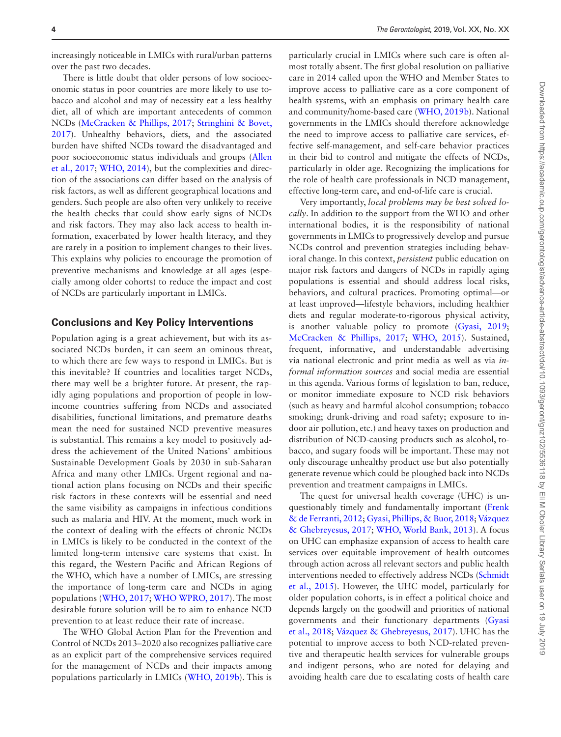increasingly noticeable in LMICs with rural/urban patterns over the past two decades.

There is little doubt that older persons of low socioeconomic status in poor countries are more likely to use tobacco and alcohol and may of necessity eat a less healthy diet, all of which are important antecedents of common NCDs (McCracken & Phillips, 2017; Stringhini & Bovet, 2017). Unhealthy behaviors, diets, and the associated burden have shifted NCDs toward the disadvantaged and poor socioeconomic status individuals and groups (Allen et al., 2017; WHO, 2014), but the complexities and direction of the associations can differ based on the analysis of risk factors, as well as different geographical locations and genders. Such people are also often very unlikely to receive the health checks that could show early signs of NCDs and risk factors. They may also lack access to health information, exacerbated by lower health literacy, and they are rarely in a position to implement changes to their lives. This explains why policies to encourage the promotion of preventive mechanisms and knowledge at all ages (especially among older cohorts) to reduce the impact and cost of NCDs are particularly important in LMICs.

## Conclusions and Key Policy Interventions

Population aging is a great achievement, but with its associated NCDs burden, it can seem an ominous threat, to which there are few ways to respond in LMICs. But is this inevitable? If countries and localities target NCDs, there may well be a brighter future. At present, the rapidly aging populations and proportion of people in low-income countries suffering from NCDs and associated disabilities, functional limitations, and premature deaths mean the need for sustained NCD preventive measures is substantial. This remains a key model to positively address the achievement of the United Nations' ambitious Sustainable Development Goals by 2030 in sub-Saharan Africa and many other LMICs. Urgent regional and national action plans focusing on NCDs and their specific risk factors in these contexts will be essential and need the same visibility as campaigns in infectious conditions such as malaria and HIV. At the moment, much work in the context of dealing with the effects of chronic NCDs in LMICs is likely to be conducted in the context of the limited long-term intensive care systems that exist. In this regard, the Western Pacific and African Regions of the WHO, which have a number of LMICs, are stressing the importance of long-term care and NCDs in aging populations (WHO, 2017; WHO WPRO, 2017). The most desirable future solution will be to aim to enhance NCD prevention to at least reduce their rate of increase.

The WHO Global Action Plan for the Prevention and Control of NCDs 2013–2020 also recognizes palliative care as an explicit part of the comprehensive services required for the management of NCDs and their impacts among populations particularly in LMICs (WHO, 2019b). This is particularly crucial in LMICs where such care is often almost totally absent. The first global resolution on palliative care in 2014 called upon the WHO and Member States to improve access to palliative care as a core component of health systems, with an emphasis on primary health care and community/home-based care (WHO, 2019b). National governments in the LMICs should therefore acknowledge the need to improve access to palliative care services, effective self-management, and self-care behavior practices in their bid to control and mitigate the effects of NCDs, particularly in older age. Recognizing the implications for the role of health care professionals in NCD management, effective long-term care, and end-of-life care is crucial.

Very importantly, *local problems may be best solved locally*. In addition to the support from the WHO and other international bodies, it is the responsibility of national governments in LMICs to progressively develop and pursue NCDs control and prevention strategies including behavioral change. In this context, *persistent* public education on major risk factors and dangers of NCDs in rapidly aging populations is essential and should address local risks, behaviors, and cultural practices. Promoting optimal—or at least improved—lifestyle behaviors, including healthier diets and regular moderate-to-rigorous physical activity, is another valuable policy to promote (Gyasi, 2019; McCracken & Phillips, 2017; WHO, 2015). Sustained, frequent, informative, and understandable advertising via national electronic and print media as well as via *informal information sources* and social media are essential in this agenda. Various forms of legislation to ban, reduce, or monitor immediate exposure to NCD risk behaviors (such as heavy and harmful alcohol consumption; tobacco smoking; drunk-driving and road safety; exposure to indoor air pollution, etc.) and heavy taxes on production and distribution of NCD-causing products such as alcohol, tobacco, and sugary foods will be important. These may not only discourage unhealthy product use but also potentially generate revenue which could be ploughed back into NCDs prevention and treatment campaigns in LMICs.

The quest for universal health coverage (UHC) is unquestionably timely and fundamentally important (Frenk & de Ferranti, 2012; Gyasi, Phillips, & Buor, 2018; Vázquez & Ghebreyesus, 2017; WHO, World Bank, 2013). A focus on UHC can emphasize expansion of access to health care services over equitable improvement of health outcomes through action across all relevant sectors and public health interventions needed to effectively address NCDs (Schmidt et al., 2015). However, the UHC model, particularly for older population cohorts, is in effect a political choice and depends largely on the goodwill and priorities of national governments and their functionary departments (Gyasi et al., 2018; Vázquez & Ghebreyesus, 2017). UHC has the potential to improve access to both NCD-related preventive and therapeutic health services for vulnerable groups and indigent persons, who are noted for delaying and avoiding health care due to escalating costs of health care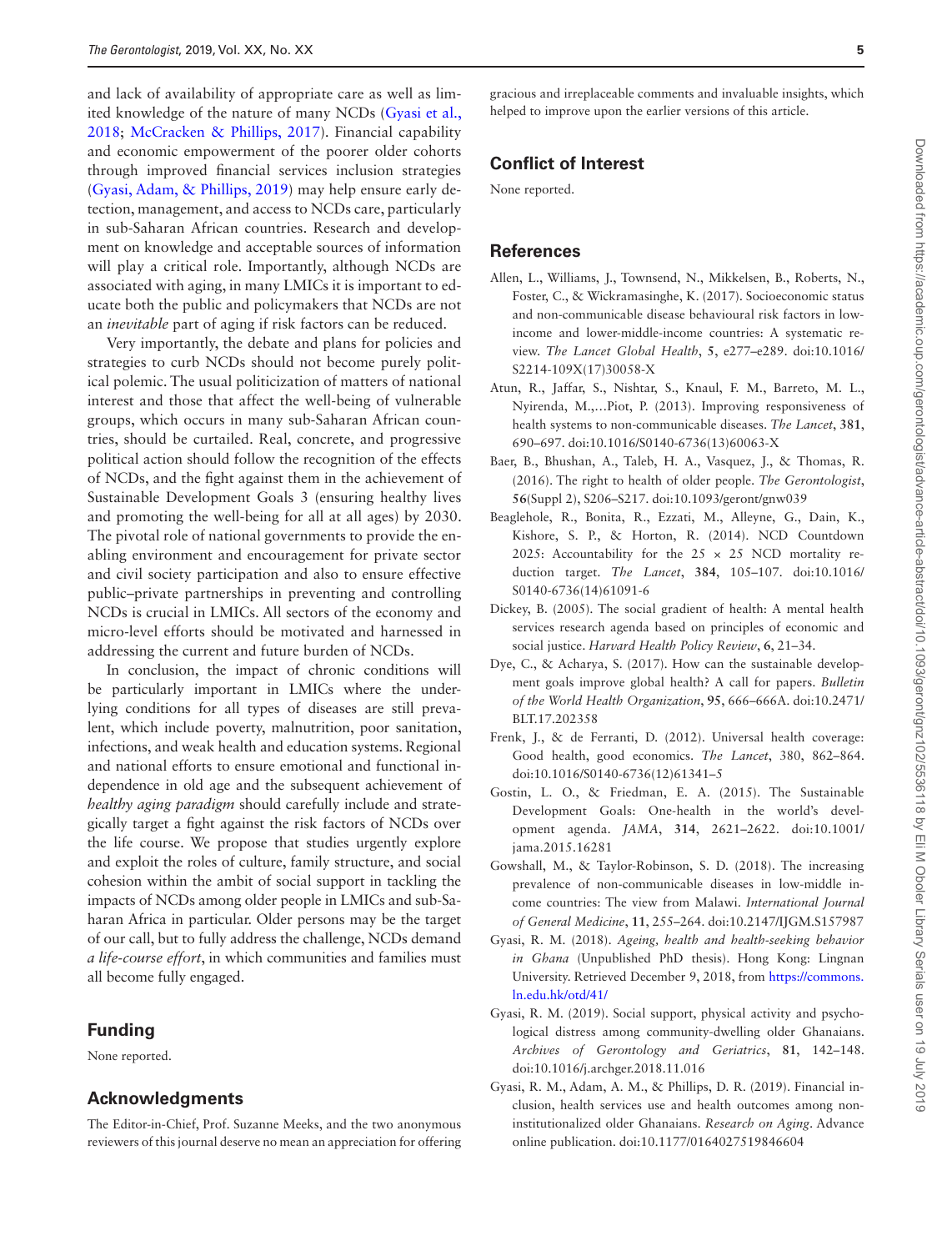and lack of availability of appropriate care as well as limited knowledge of the nature of many NCDs (Gyasi et al., 2018; McCracken & Phillips, 2017). Financial capability and economic empowerment of the poorer older cohorts through improved financial services inclusion strategies (Gyasi, Adam, & Phillips, 2019) may help ensure early detection, management, and access to NCDs care, particularly in sub-Saharan African countries. Research and development on knowledge and acceptable sources of information will play a critical role. Importantly, although NCDs are associated with aging, in many LMICs it is important to educate both the public and policymakers that NCDs are not an *inevitable* part of aging if risk factors can be reduced.

Very importantly, the debate and plans for policies and strategies to curb NCDs should not become purely political polemic. The usual politicization of matters of national interest and those that affect the well-being of vulnerable groups, which occurs in many sub-Saharan African countries, should be curtailed. Real, concrete, and progressive political action should follow the recognition of the effects of NCDs, and the fight against them in the achievement of Sustainable Development Goals 3 (ensuring healthy lives and promoting the well-being for all at all ages) by 2030. The pivotal role of national governments to provide the enabling environment and encouragement for private sector and civil society participation and also to ensure effective public–private partnerships in preventing and controlling NCDs is crucial in LMICs. All sectors of the economy and micro-level efforts should be motivated and harnessed in addressing the current and future burden of NCDs.

In conclusion, the impact of chronic conditions will be particularly important in LMICs where the underlying conditions for all types of diseases are still prevalent, which include poverty, malnutrition, poor sanitation, infections, and weak health and education systems. Regional and national efforts to ensure emotional and functional independence in old age and the subsequent achievement of *healthy aging paradigm* should carefully include and strategically target a fight against the risk factors of NCDs over the life course. We propose that studies urgently explore and exploit the roles of culture, family structure, and social cohesion within the ambit of social support in tackling the impacts of NCDs among older people in LMICs and sub-Saharan Africa in particular. Older persons may be the target of our call, but to fully address the challenge, NCDs demand *a life-course effort*, in which communities and families must all become fully engaged.

## Funding

None reported.

## Acknowledgments

The Editor-in-Chief, Prof. Suzanne Meeks, and the two anonymous reviewers of this journal deserve no mean an appreciation for offering gracious and irreplaceable comments and invaluable insights, which helped to improve upon the earlier versions of this article.

## Conflict of Interest

None reported.

## References

Allen, L., Williams, J., Townsend, N., Mikkelsen, B., Roberts, N., Foster, C., & Wickramasinghe, K. (2017). Socioeconomic status and non-communicable disease behavioural risk factors in low-income and lower-middle-income countries: A systematic review. *The Lancet Global Health*, **5**, e277–e289. doi:10.1016/S2214-109X(17)30058-X

Atun, R., Jaffar, S., Nishtar, S., Knaul, F. M., Barreto, M. L., Nyirenda, M.,…Piot, P. (2013). Improving responsiveness of health systems to non-communicable diseases. *The Lancet*, **381**, 690–697. doi:10.1016/S0140-6736(13)60063-X

Baer, B., Bhushan, A., Taleb, H. A., Vasquez, J., & Thomas, R. (2016). The right to health of older people. *The Gerontologist*, **56**(Suppl 2), S206–S217. doi:10.1093/geront/gnw039

Beaglehole, R., Bonita, R., Ezzati, M., Alleyne, G., Dain, K., Kishore, S. P., & Horton, R. (2014). NCD Countdown 2025: Accountability for the 25 × 25 NCD mortality reduction target. *The Lancet*, **384**, 105–107. doi:10.1016/S0140-6736(14)61091-6

Dickey, B. (2005). The social gradient of health: A mental health services research agenda based on principles of economic and social justice. *Harvard Health Policy Review*, **6**, 21–34.

Dye, C., & Acharya, S. (2017). How can the sustainable development goals improve global health? A call for papers. *Bulletin of the World Health Organization*, **95**, 666–666A. doi:10.2471/BLT.17.202358

Frenk, J., & de Ferranti, D. (2012). Universal health coverage: Good health, good economics. *The Lancet*, 380, 862–864. doi:10.1016/S0140-6736(12)61341–5

Gostin, L. O., & Friedman, E. A. (2015). The Sustainable Development Goals: One-health in the world's development agenda. *JAMA*, **314**, 2621–2622. doi:10.1001/jama.2015.16281

Gowshall, M., & Taylor-Robinson, S. D. (2018). The increasing prevalence of non-communicable diseases in low-middle income countries: The view from Malawi. *International Journal of General Medicine*, **11**, 255–264. doi:10.2147/IJGM.S157987

Gyasi, R. M. (2018). *Ageing, health and health-seeking behavior in Ghana* (Unpublished PhD thesis). Hong Kong: Lingnan University. Retrieved December 9, 2018, from https://commons.ln.edu.hk/otd/41/

Gyasi, R. M. (2019). Social support, physical activity and psychological distress among community-dwelling older Ghanaians. *Archives of Gerontology and Geriatrics*, **81**, 142–148. doi:10.1016/j.archger.2018.11.016

Gyasi, R. M., Adam, A. M., & Phillips, D. R. (2019). Financial inclusion, health services use and health outcomes among non-institutionalized older Ghanaians. *Research on Aging*. Advance online publication. doi:10.1177/0164027519846604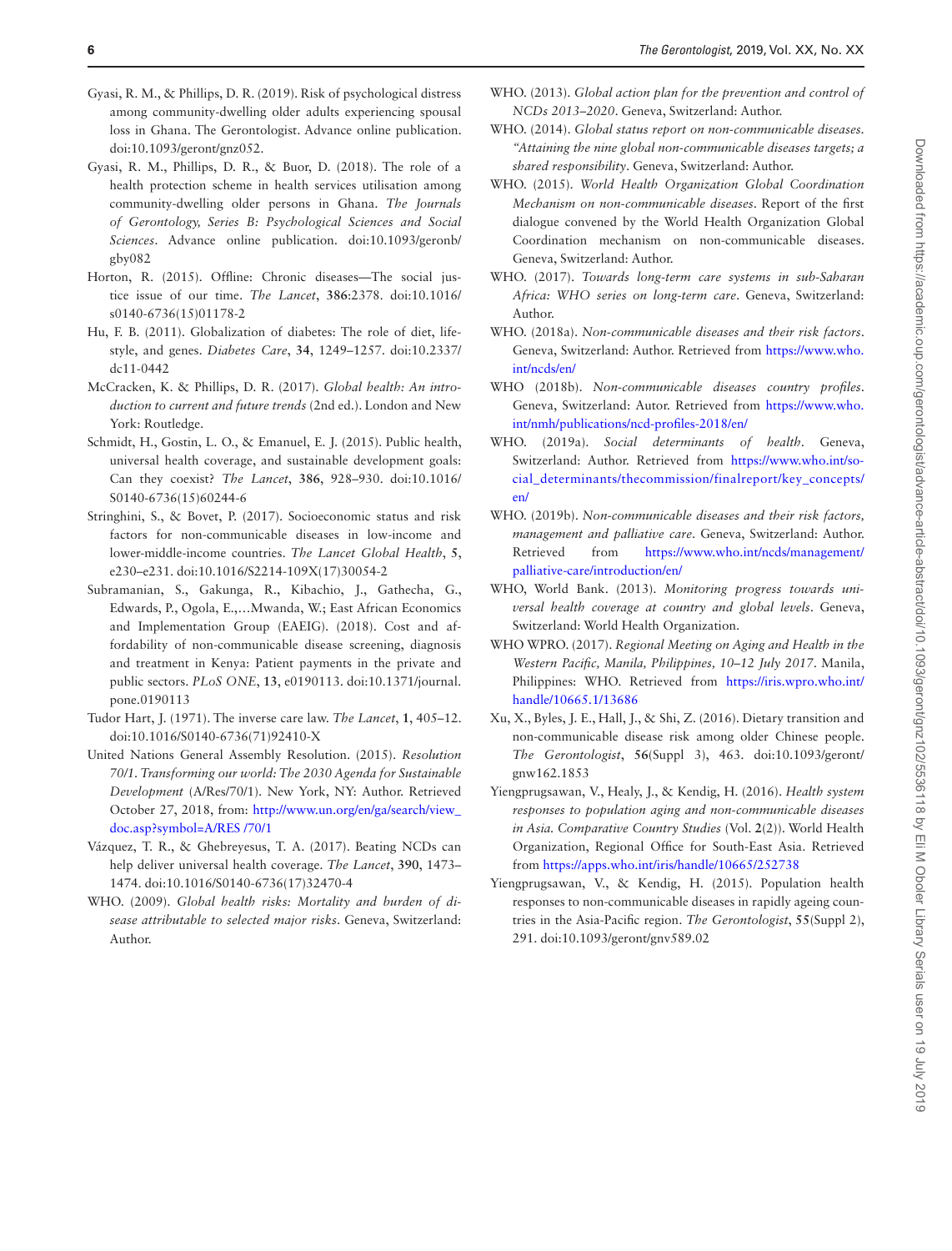Gyasi, R. M., & Phillips, D. R. (2019). Risk of psychological distress among community-dwelling older adults experiencing spousal loss in Ghana. The Gerontologist. Advance online publication. doi:10.1093/geront/gnz052.

Gyasi, R. M., Phillips, D. R., & Buor, D. (2018). The role of a health protection scheme in health services utilisation among community-dwelling older persons in Ghana. *The Journals of Gerontology, Series B: Psychological Sciences and Social Sciences*. Advance online publication. doi:10.1093/geronb/gby082

Horton, R. (2015). Offline: Chronic diseases—The social justice issue of our time. *The Lancet*, **386**:2378. doi:10.1016/s0140-6736(15)01178-2

Hu, F. B. (2011). Globalization of diabetes: The role of diet, lifestyle, and genes. *Diabetes Care*, **34**, 1249–1257. doi:10.2337/dc11-0442

McCracken, K. & Phillips, D. R. (2017). *Global health: An introduction to current and future trends* (2nd ed.). London and New York: Routledge.

Schmidt, H., Gostin, L. O., & Emanuel, E. J. (2015). Public health, universal health coverage, and sustainable development goals: Can they coexist? *The Lancet*, **386**, 928–930. doi:10.1016/S0140-6736(15)60244-6

Stringhini, S., & Bovet, P. (2017). Socioeconomic status and risk factors for non-communicable diseases in low-income and lower-middle-income countries. *The Lancet Global Health*, **5**, e230–e231. doi:10.1016/S2214-109X(17)30054-2

Subramanian, S., Gakunga, R., Kibachio, J., Gathecha, G., Edwards, P., Ogola, E.,…Mwanda, W.; East African Economics and Implementation Group (EAEIG). (2018). Cost and affordability of non-communicable disease screening, diagnosis and treatment in Kenya: Patient payments in the private and public sectors. *PLoS ONE*, **13**, e0190113. doi:10.1371/journal.pone.0190113

Tudor Hart, J. (1971). The inverse care law. *The Lancet*, **1**, 405–12. doi:10.1016/S0140-6736(71)92410-X

United Nations General Assembly Resolution. (2015). *Resolution 70/1. Transforming our world: The 2030 Agenda for Sustainable Development* (A/Res/70/1). New York, NY: Author. Retrieved October 27, 2018, from: http://www.un.org/en/ga/search/view_doc.asp?symbol=A/RES /70/1

Vázquez, T. R., & Ghebreyesus, T. A. (2017). Beating NCDs can help deliver universal health coverage. *The Lancet*, **390**, 1473–1474. doi:10.1016/S0140-6736(17)32470-4

WHO. (2009). *Global health risks: Mortality and burden of disease attributable to selected major risks*. Geneva, Switzerland: Author.

WHO. (2013). *Global action plan for the prevention and control of NCDs 2013–2020*. Geneva, Switzerland: Author.

WHO. (2014). *Global status report on non-communicable diseases. "Attaining the nine global non-communicable diseases targets; a shared responsibility*. Geneva, Switzerland: Author.

WHO. (2015). *World Health Organization Global Coordination Mechanism on non-communicable diseases*. Report of the first dialogue convened by the World Health Organization Global Coordination mechanism on non-communicable diseases. Geneva, Switzerland: Author.

WHO. (2017). *Towards long-term care systems in sub-Saharan Africa: WHO series on long-term care*. Geneva, Switzerland: Author.

WHO. (2018a). *Non-communicable diseases and their risk factors*. Geneva, Switzerland: Author. Retrieved from https://www.who.int/ncds/en/

WHO (2018b). *Non-communicable diseases country profiles*. Geneva, Switzerland: Autor. Retrieved from https://www.who.int/nmh/publications/ncd-profiles-2018/en/

WHO. (2019a). *Social determinants of health*. Geneva, Switzerland: Author. Retrieved from https://www.who.int/social_determinants/thecommission/finalreport/key_concepts/en/

WHO. (2019b). *Non-communicable diseases and their risk factors, management and palliative care*. Geneva, Switzerland: Author. Retrieved from https://www.who.int/ncds/management/palliative-care/introduction/en/

WHO, World Bank. (2013). *Monitoring progress towards universal health coverage at country and global levels*. Geneva, Switzerland: World Health Organization.

WHO WPRO. (2017). *Regional Meeting on Aging and Health in the Western Pacific, Manila, Philippines, 10–12 July 2017*. Manila, Philippines: WHO. Retrieved from https://iris.wpro.who.int/handle/10665.1/13686

Xu, X., Byles, J. E., Hall, J., & Shi, Z. (2016). Dietary transition and non-communicable disease risk among older Chinese people. *The Gerontologist*, **56**(Suppl 3), 463. doi:10.1093/geront/gnw162.1853

Yiengprugsawan, V., Healy, J., & Kendig, H. (2016). *Health system responses to population aging and non-communicable diseases in Asia. Comparative Country Studies* (Vol. **2**(2)). World Health Organization, Regional Office for South-East Asia. Retrieved from https://apps.who.int/iris/handle/10665/252738

Yiengprugsawan, V., & Kendig, H. (2015). Population health responses to non-communicable diseases in rapidly ageing countries in the Asia-Pacific region. *The Gerontologist*, **55**(Suppl 2), 291. doi:10.1093/geront/gnv589.02